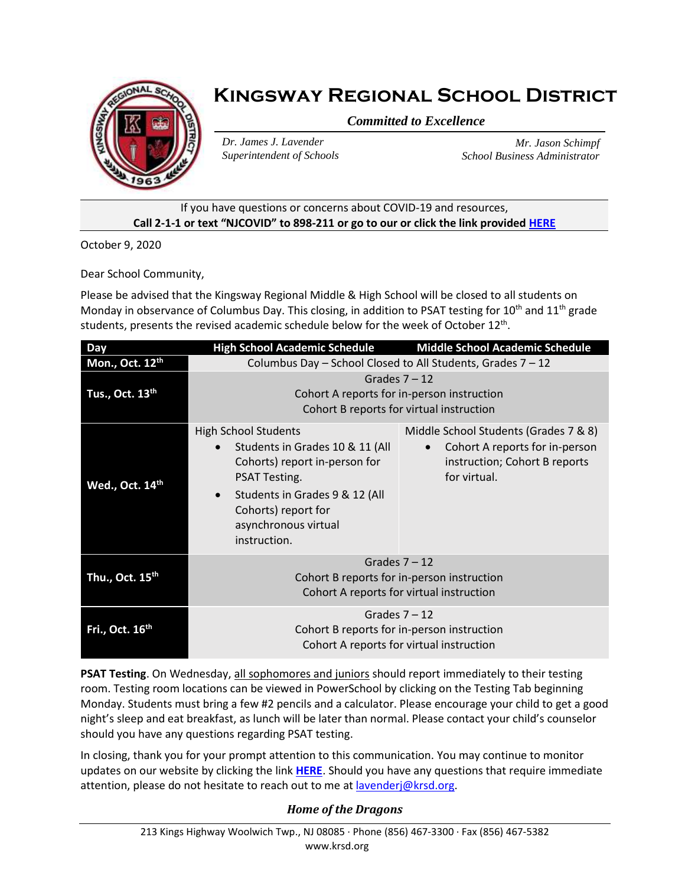# Kingsway Regional School District

***Committed to Excellence***

*Dr. James J. Lavender*
*Superintendent of Schools*

*Mr. Jason Schimpf*
*School Business Administrator*

If you have questions or concerns about COVID-19 and resources,
**Call 2-1-1 or text "NJCOVID" to 898-211 or go to our or click the link provided HERE**

October 9, 2020

Dear School Community,

Please be advised that the Kingsway Regional Middle & High School will be closed to all students on Monday in observance of Columbus Day. This closing, in addition to PSAT testing for 10th and 11th grade students, presents the revised academic schedule below for the week of October 12th.

| Day | High School Academic Schedule | Middle School Academic Schedule |
|---|---|---|
| **Mon., Oct. 12th** | Columbus Day – School Closed to All Students, Grades 7 – 12 | |
| **Tus., Oct. 13th** | Grades 7 – 12<br>Cohort A reports for in-person instruction<br>Cohort B reports for virtual instruction | |
| **Wed., Oct. 14th** | High School Students<br>• Students in Grades 10 & 11 (All Cohorts) report in-person for PSAT Testing.<br>• Students in Grades 9 & 12 (All Cohorts) report for asynchronous virtual instruction. | Middle School Students (Grades 7 & 8)<br>• Cohort A reports for in-person instruction; Cohort B reports for virtual. |
| **Thu., Oct. 15th** | Grades 7 – 12<br>Cohort B reports for in-person instruction<br>Cohort A reports for virtual instruction | |
| **Fri., Oct. 16th** | Grades 7 – 12<br>Cohort B reports for in-person instruction<br>Cohort A reports for virtual instruction | |

**PSAT Testing**. On Wednesday, all sophomores and juniors should report immediately to their testing room. Testing room locations can be viewed in PowerSchool by clicking on the Testing Tab beginning Monday. Students must bring a few #2 pencils and a calculator. Please encourage your child to get a good night's sleep and eat breakfast, as lunch will be later than normal. Please contact your child's counselor should you have any questions regarding PSAT testing.

In closing, thank you for your prompt attention to this communication. You may continue to monitor updates on our website by clicking the link **HERE**. Should you have any questions that require immediate attention, please do not hesitate to reach out to me at lavenderj@krsd.org.

***Home of the Dragons***

213 Kings Highway Woolwich Twp., NJ 08085 · Phone (856) 467-3300 · Fax (856) 467-5382
www.krsd.org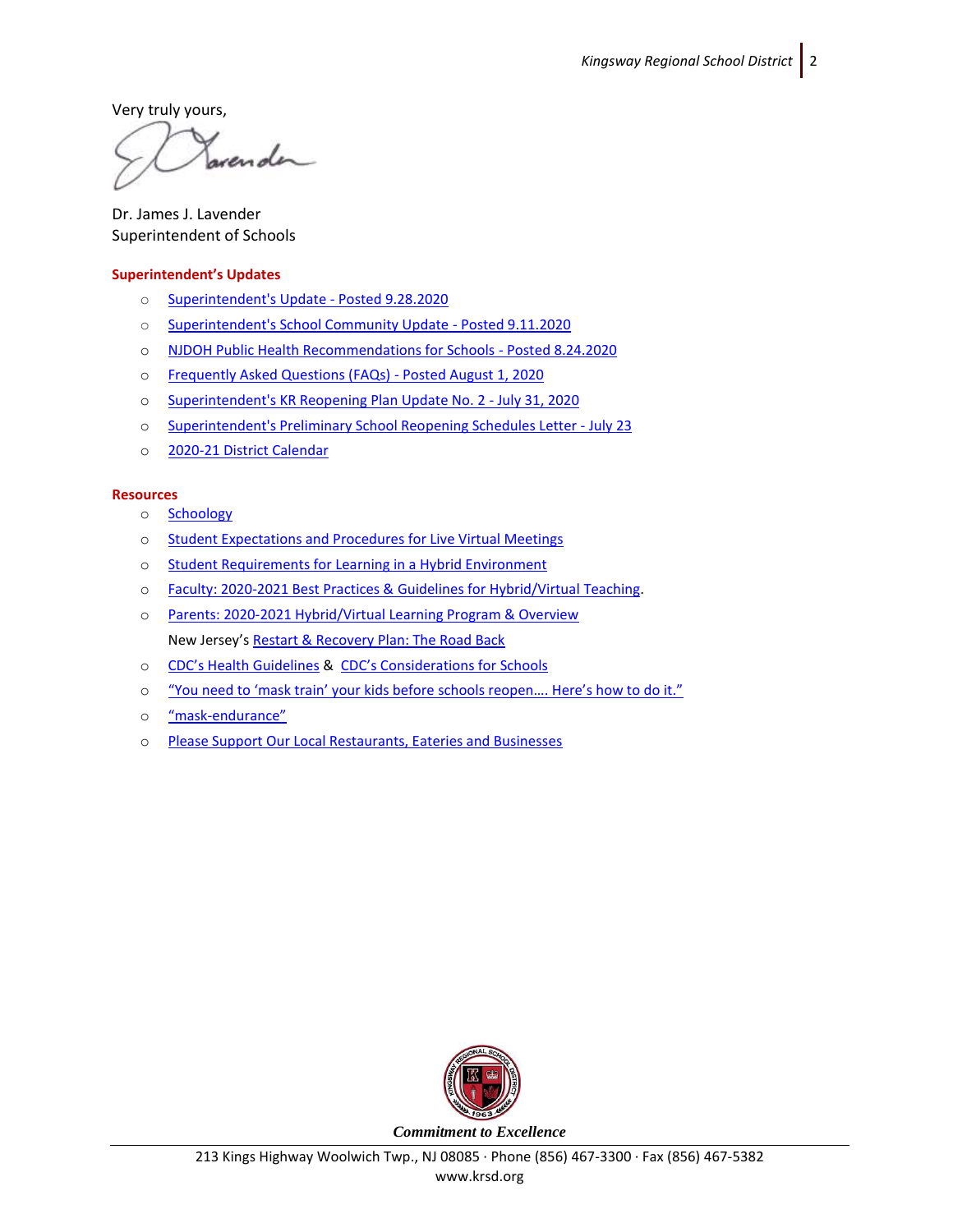Very truly yours,

Dr. James J. Lavender
Superintendent of Schools

**Superintendent's Updates**

- Superintendent's Update - Posted 9.28.2020
- Superintendent's School Community Update - Posted 9.11.2020
- NJDOH Public Health Recommendations for Schools - Posted 8.24.2020
- Frequently Asked Questions (FAQs) - Posted August 1, 2020
- Superintendent's KR Reopening Plan Update No. 2 - July 31, 2020
- Superintendent's Preliminary School Reopening Schedules Letter - July 23
- 2020-21 District Calendar

**Resources**

- Schoology
- Student Expectations and Procedures for Live Virtual Meetings
- Student Requirements for Learning in a Hybrid Environment
- Faculty: 2020-2021 Best Practices & Guidelines for Hybrid/Virtual Teaching.
- Parents: 2020-2021 Hybrid/Virtual Learning Program & Overview
  New Jersey's Restart & Recovery Plan: The Road Back
- CDC's Health Guidelines & CDC's Considerations for Schools
- "You need to 'mask train' your kids before schools reopen…. Here's how to do it."
- "mask-endurance"
- Please Support Our Local Restaurants, Eateries and Businesses

*Commitment to Excellence*

213 Kings Highway Woolwich Twp., NJ 08085 · Phone (856) 467-3300 · Fax (856) 467-5382
www.krsd.org